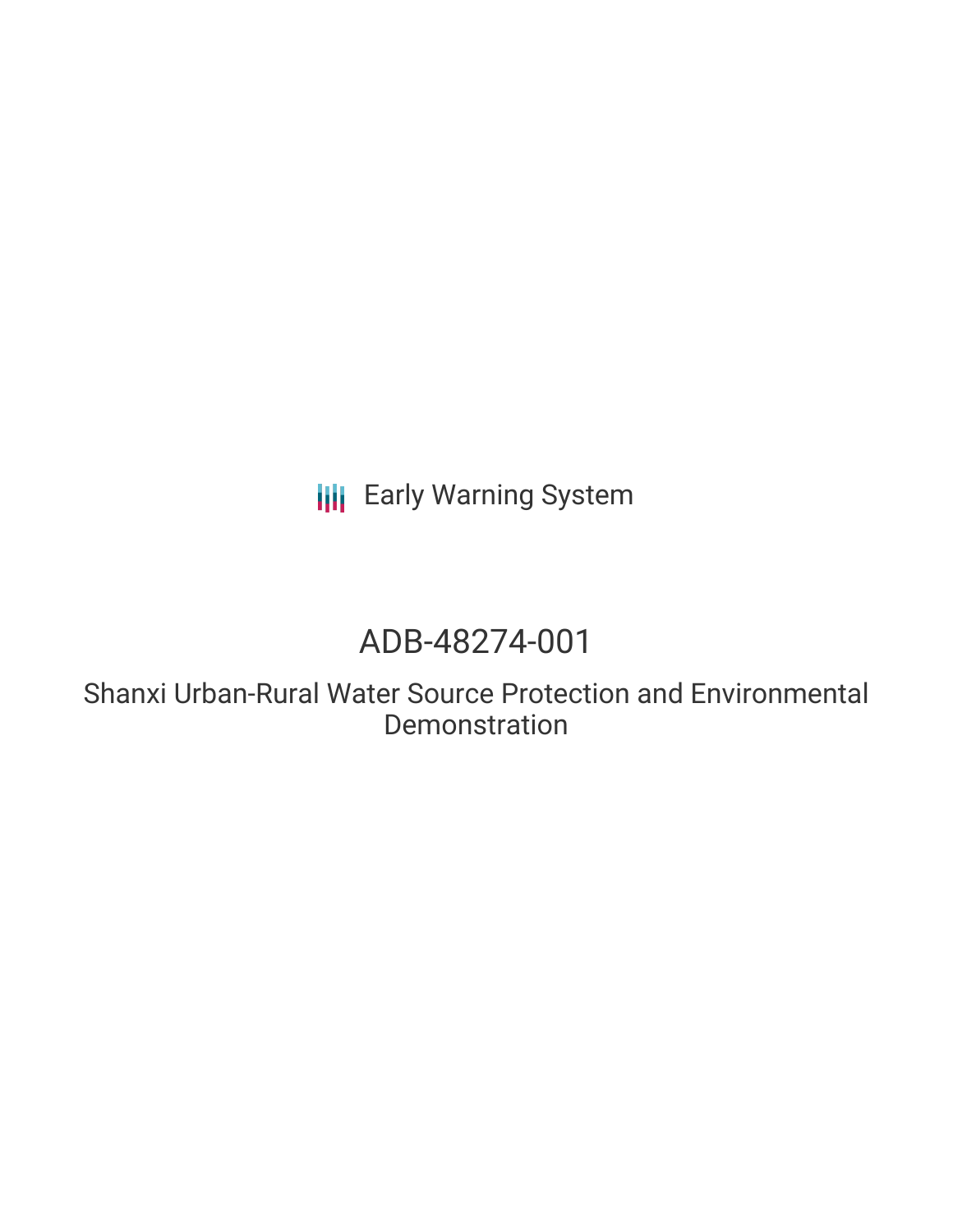Early Warning System

# ADB-48274-001

## Shanxi Urban-Rural Water Source Protection and Environmental Demonstration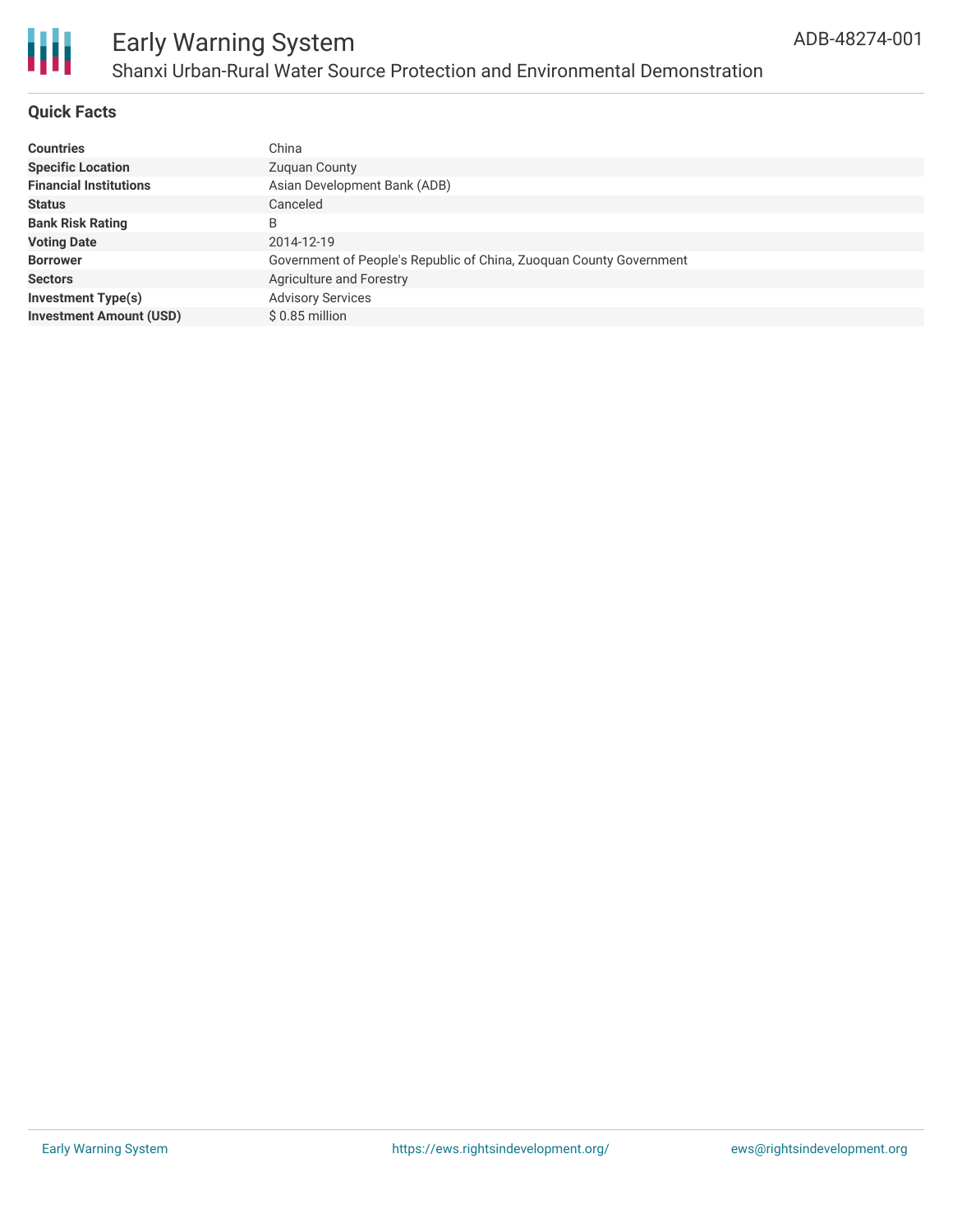# Early Warning System

## Shanxi Urban-Rural Water Source Protection and Environmental Demonstration

ADB-48274-001

### Quick Facts

| | |
|---|---|
| **Countries** | China |
| **Specific Location** | Zuquan County |
| **Financial Institutions** | Asian Development Bank (ADB) |
| **Status** | Canceled |
| **Bank Risk Rating** | B |
| **Voting Date** | 2014-12-19 |
| **Borrower** | Government of People's Republic of China, Zuoquan County Government |
| **Sectors** | Agriculture and Forestry |
| **Investment Type(s)** | Advisory Services |
| **Investment Amount (USD)** | $ 0.85 million |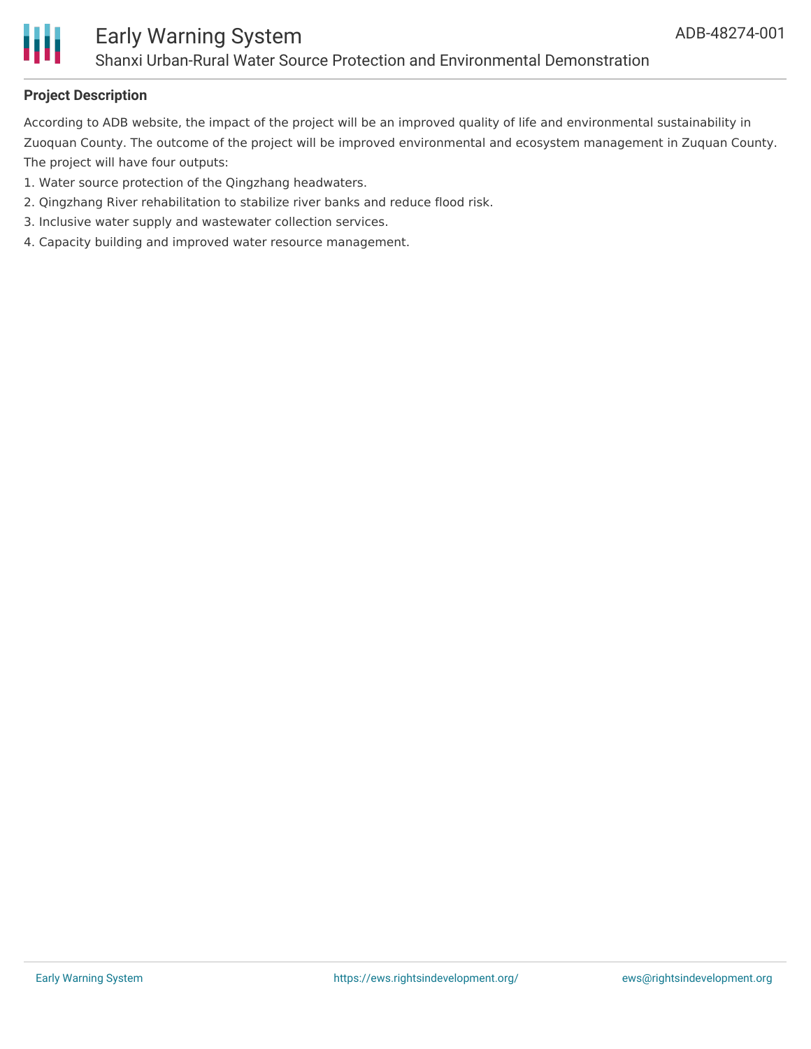## Project Description

According to ADB website, the impact of the project will be an improved quality of life and environmental sustainability in Zuoquan County. The outcome of the project will be improved environmental and ecosystem management in Zuquan County. The project will have four outputs:

1. Water source protection of the Qingzhang headwaters.
2. Qingzhang River rehabilitation to stabilize river banks and reduce flood risk.
3. Inclusive water supply and wastewater collection services.
4. Capacity building and improved water resource management.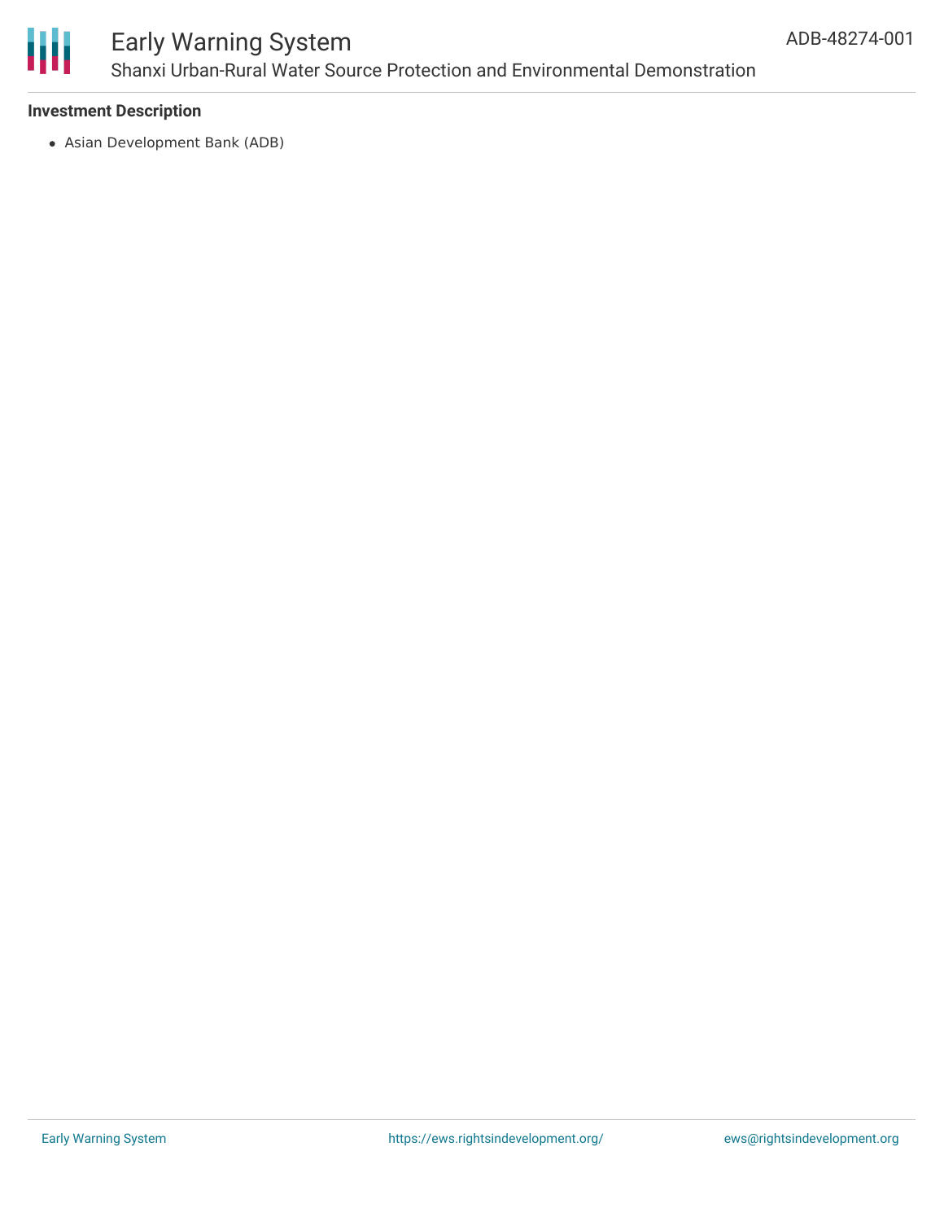**Investment Description**

- Asian Development Bank (ADB)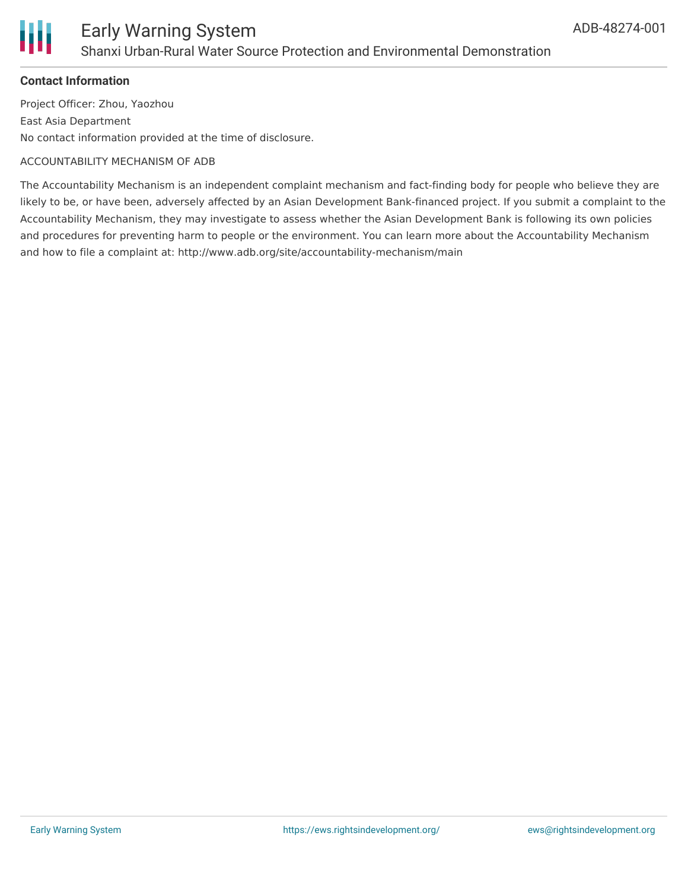## Contact Information

Project Officer: Zhou, Yaozhou

East Asia Department

No contact information provided at the time of disclosure.

ACCOUNTABILITY MECHANISM OF ADB

The Accountability Mechanism is an independent complaint mechanism and fact-finding body for people who believe they are likely to be, or have been, adversely affected by an Asian Development Bank-financed project. If you submit a complaint to the Accountability Mechanism, they may investigate to assess whether the Asian Development Bank is following its own policies and procedures for preventing harm to people or the environment. You can learn more about the Accountability Mechanism and how to file a complaint at: http://www.adb.org/site/accountability-mechanism/main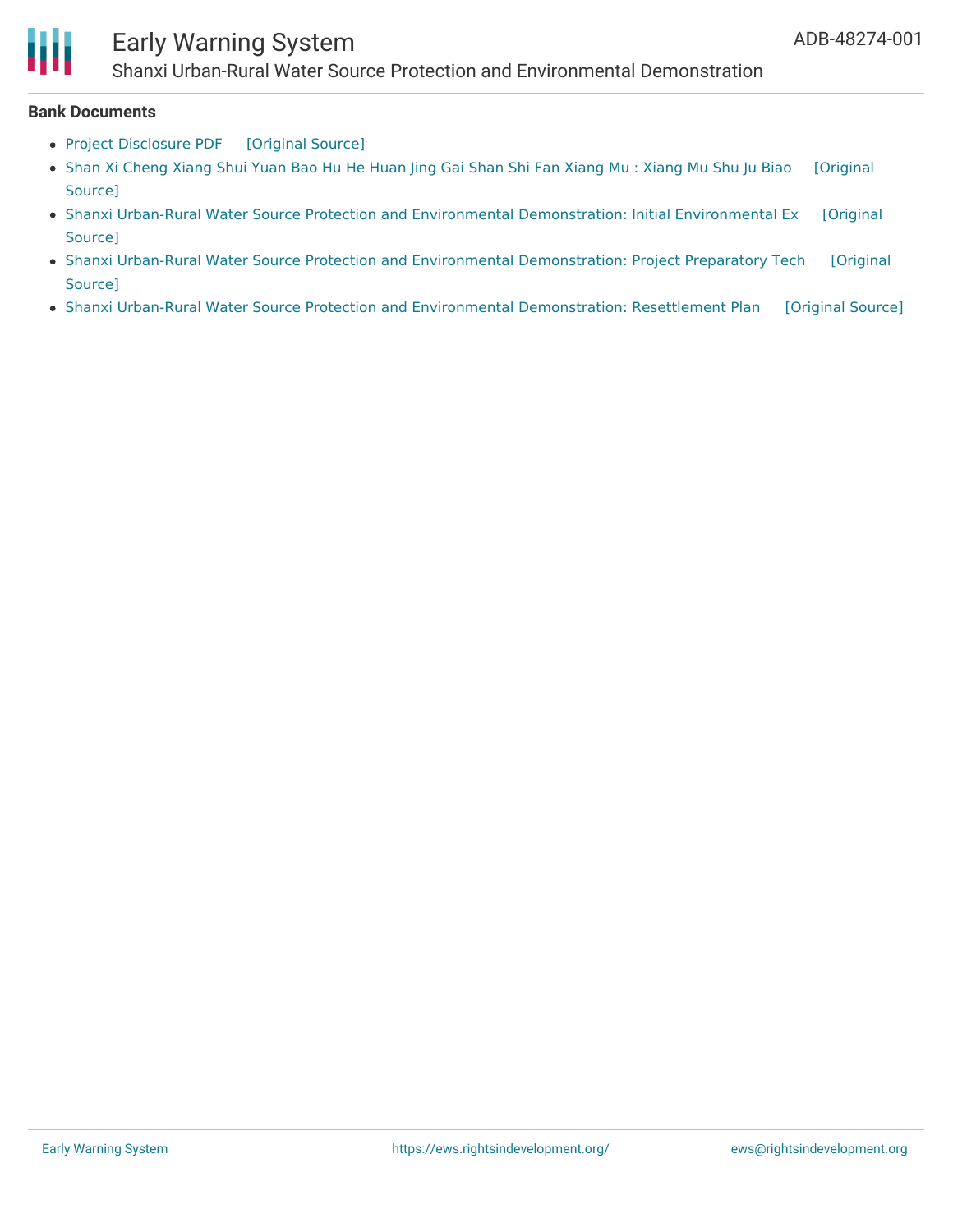**Bank Documents**

- Project Disclosure PDF [Original Source]
- Shan Xi Cheng Xiang Shui Yuan Bao Hu He Huan Jing Gai Shan Shi Fan Xiang Mu : Xiang Mu Shu Ju Biao [Original Source]
- Shanxi Urban-Rural Water Source Protection and Environmental Demonstration: Initial Environmental Ex [Original Source]
- Shanxi Urban-Rural Water Source Protection and Environmental Demonstration: Project Preparatory Tech [Original Source]
- Shanxi Urban-Rural Water Source Protection and Environmental Demonstration: Resettlement Plan [Original Source]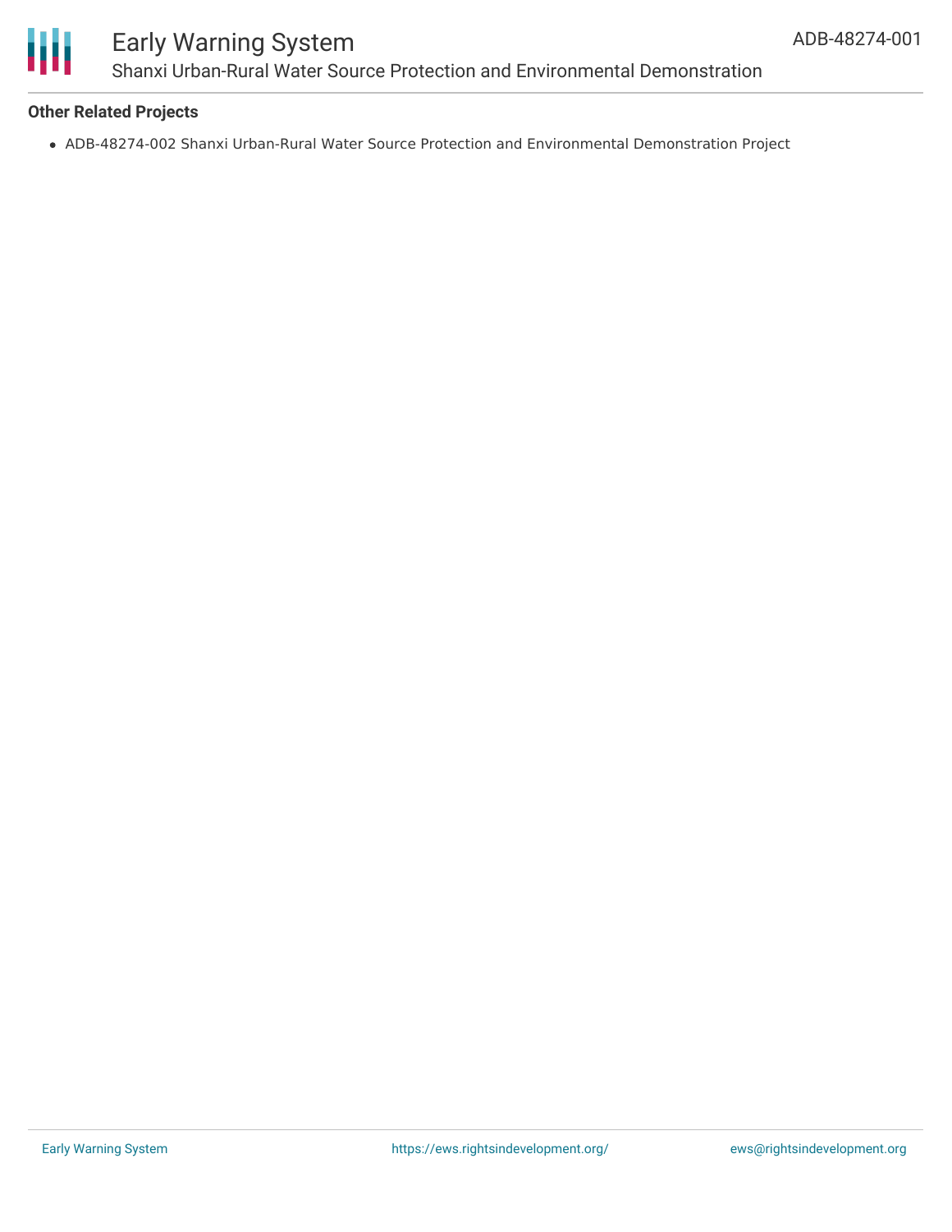**Other Related Projects**

- ADB-48274-002 Shanxi Urban-Rural Water Source Protection and Environmental Demonstration Project